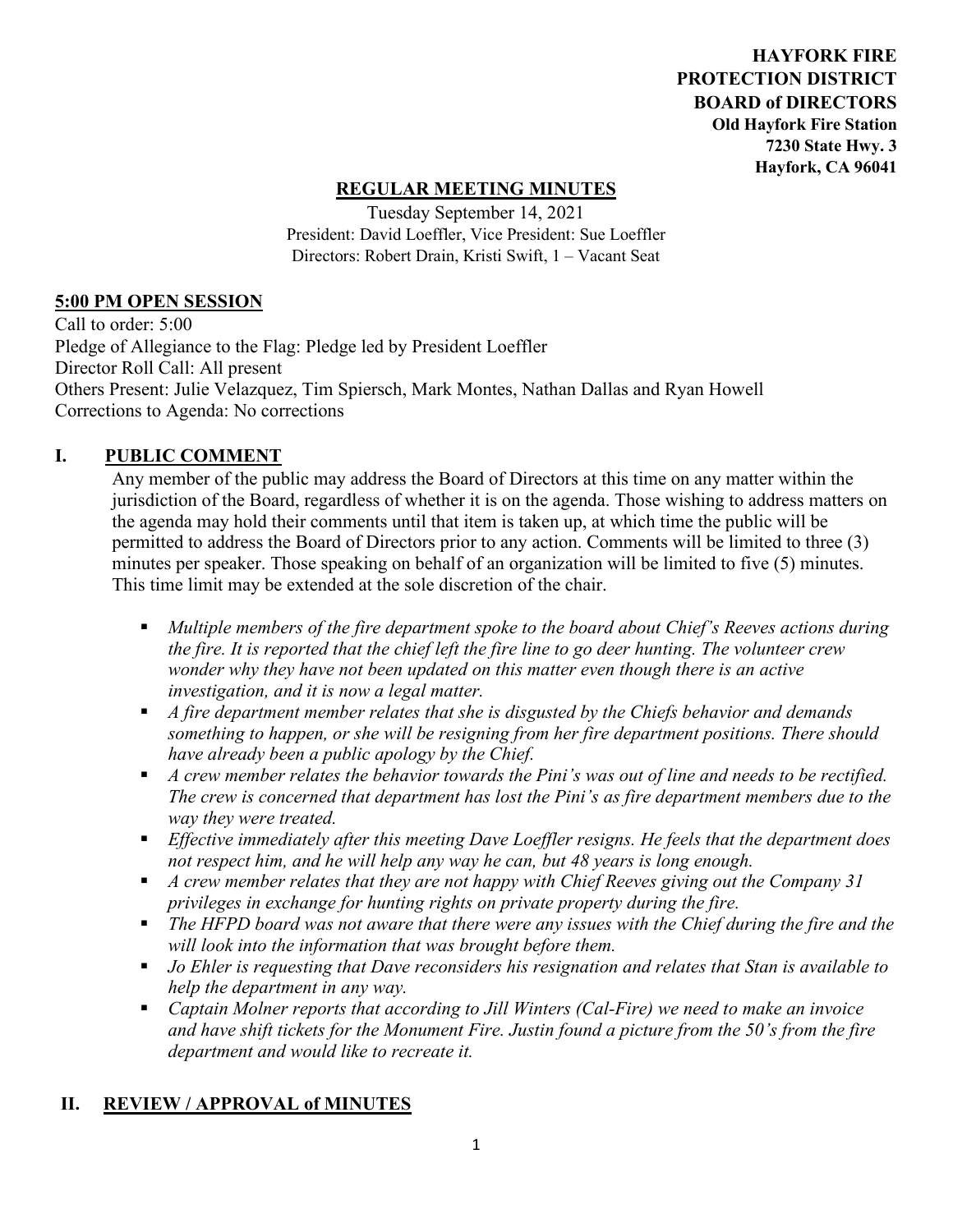**HAYFORK FIRE PROTECTION DISTRICT BOARD of DIRECTORS**
**Old Hayfork Fire Station**
**7230 State Hwy. 3**
**Hayfork, CA 96041**

# REGULAR MEETING MINUTES

Tuesday September 14, 2021
President: David Loeffler, Vice President: Sue Loeffler
Directors: Robert Drain, Kristi Swift, 1 – Vacant Seat

## 5:00 PM OPEN SESSION

Call to order: 5:00
Pledge of Allegiance to the Flag: Pledge led by President Loeffler
Director Roll Call: All present
Others Present: Julie Velazquez, Tim Spiersch, Mark Montes, Nathan Dallas and Ryan Howell
Corrections to Agenda: No corrections

## I. PUBLIC COMMENT

Any member of the public may address the Board of Directors at this time on any matter within the jurisdiction of the Board, regardless of whether it is on the agenda. Those wishing to address matters on the agenda may hold their comments until that item is taken up, at which time the public will be permitted to address the Board of Directors prior to any action. Comments will be limited to three (3) minutes per speaker. Those speaking on behalf of an organization will be limited to five (5) minutes. This time limit may be extended at the sole discretion of the chair.

- *Multiple members of the fire department spoke to the board about Chief's Reeves actions during the fire. It is reported that the chief left the fire line to go deer hunting. The volunteer crew wonder why they have not been updated on this matter even though there is an active investigation, and it is now a legal matter.*
- *A fire department member relates that she is disgusted by the Chiefs behavior and demands something to happen, or she will be resigning from her fire department positions. There should have already been a public apology by the Chief.*
- *A crew member relates the behavior towards the Pini's was out of line and needs to be rectified. The crew is concerned that department has lost the Pini's as fire department members due to the way they were treated.*
- *Effective immediately after this meeting Dave Loeffler resigns. He feels that the department does not respect him, and he will help any way he can, but 48 years is long enough.*
- *A crew member relates that they are not happy with Chief Reeves giving out the Company 31 privileges in exchange for hunting rights on private property during the fire.*
- *The HFPD board was not aware that there were any issues with the Chief during the fire and the will look into the information that was brought before them.*
- *Jo Ehler is requesting that Dave reconsiders his resignation and relates that Stan is available to help the department in any way.*
- *Captain Molner reports that according to Jill Winters (Cal-Fire) we need to make an invoice and have shift tickets for the Monument Fire. Justin found a picture from the 50's from the fire department and would like to recreate it.*

## II. REVIEW / APPROVAL of MINUTES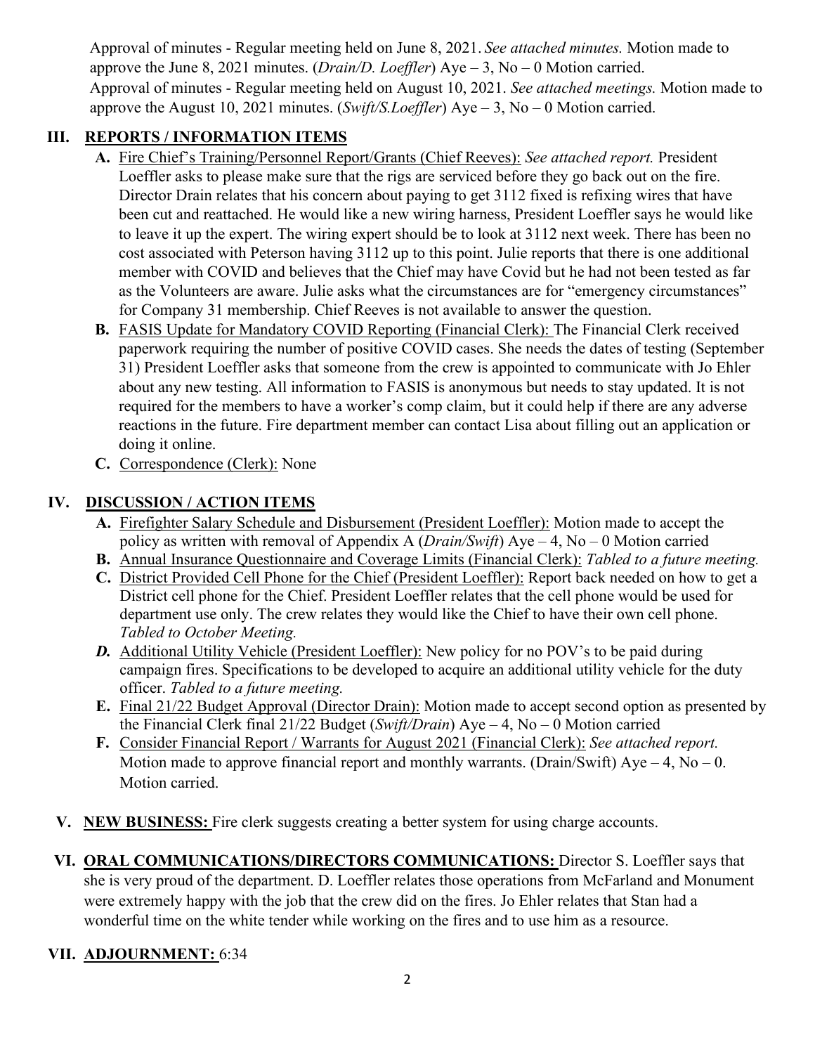Approval of minutes - Regular meeting held on June 8, 2021. *See attached minutes.* Motion made to approve the June 8, 2021 minutes. (*Drain/D. Loeffler*) Aye – 3, No – 0 Motion carried.
Approval of minutes - Regular meeting held on August 10, 2021. *See attached meetings.* Motion made to approve the August 10, 2021 minutes. (*Swift/S.Loeffler*) Aye – 3, No – 0 Motion carried.

## III. REPORTS / INFORMATION ITEMS

**A.** Fire Chief's Training/Personnel Report/Grants (Chief Reeves): *See attached report.* President Loeffler asks to please make sure that the rigs are serviced before they go back out on the fire. Director Drain relates that his concern about paying to get 3112 fixed is refixing wires that have been cut and reattached. He would like a new wiring harness, President Loeffler says he would like to leave it up the expert. The wiring expert should be to look at 3112 next week. There has been no cost associated with Peterson having 3112 up to this point. Julie reports that there is one additional member with COVID and believes that the Chief may have Covid but he had not been tested as far as the Volunteers are aware. Julie asks what the circumstances are for "emergency circumstances" for Company 31 membership. Chief Reeves is not available to answer the question.

**B.** FASIS Update for Mandatory COVID Reporting (Financial Clerk): The Financial Clerk received paperwork requiring the number of positive COVID cases. She needs the dates of testing (September 31) President Loeffler asks that someone from the crew is appointed to communicate with Jo Ehler about any new testing. All information to FASIS is anonymous but needs to stay updated. It is not required for the members to have a worker's comp claim, but it could help if there are any adverse reactions in the future. Fire department member can contact Lisa about filling out an application or doing it online.

**C.** Correspondence (Clerk): None

## IV. DISCUSSION / ACTION ITEMS

**A.** Firefighter Salary Schedule and Disbursement (President Loeffler): Motion made to accept the policy as written with removal of Appendix A (*Drain/Swift*) Aye – 4, No – 0 Motion carried

**B.** Annual Insurance Questionnaire and Coverage Limits (Financial Clerk): *Tabled to a future meeting.*

**C.** District Provided Cell Phone for the Chief (President Loeffler): Report back needed on how to get a District cell phone for the Chief. President Loeffler relates that the cell phone would be used for department use only. The crew relates they would like the Chief to have their own cell phone. *Tabled to October Meeting.*

***D.*** Additional Utility Vehicle (President Loeffler): New policy for no POV's to be paid during campaign fires. Specifications to be developed to acquire an additional utility vehicle for the duty officer. *Tabled to a future meeting.*

**E.** Final 21/22 Budget Approval (Director Drain): Motion made to accept second option as presented by the Financial Clerk final 21/22 Budget (*Swift/Drain*) Aye – 4, No – 0 Motion carried

**F.** Consider Financial Report / Warrants for August 2021 (Financial Clerk): *See attached report.* Motion made to approve financial report and monthly warrants. (Drain/Swift) Aye – 4, No – 0. Motion carried.

## V. NEW BUSINESS:

Fire clerk suggests creating a better system for using charge accounts.

## VI. ORAL COMMUNICATIONS/DIRECTORS COMMUNICATIONS:

Director S. Loeffler says that she is very proud of the department. D. Loeffler relates those operations from McFarland and Monument were extremely happy with the job that the crew did on the fires. Jo Ehler relates that Stan had a wonderful time on the white tender while working on the fires and to use him as a resource.

## VII. ADJOURNMENT:

6:34